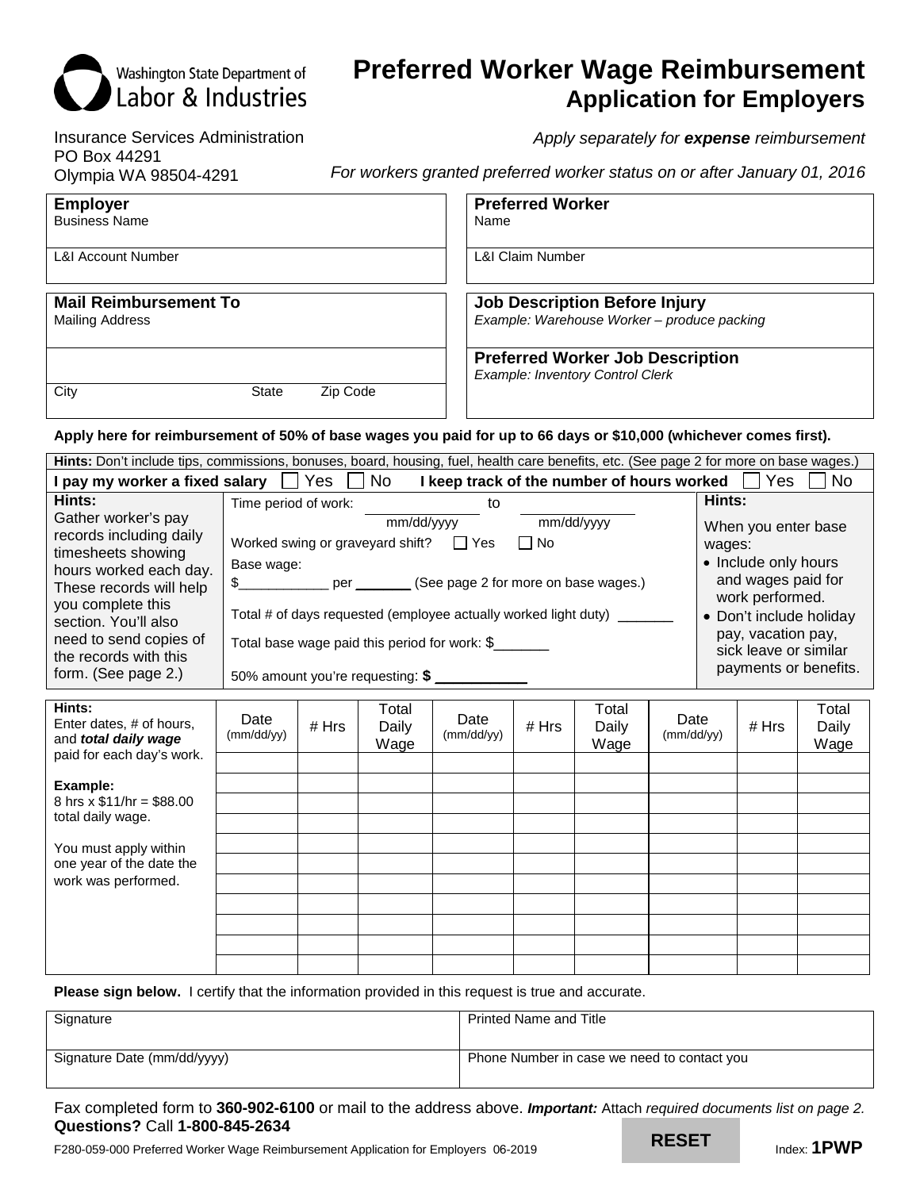Washington State Department of Labor & Industries

# Preferred Worker Wage Reimbursement
## Application for Employers

Insurance Services Administration
PO Box 44291
Olympia WA 98504-4291

*Apply separately for **expense** reimbursement*

*For workers granted preferred worker status on or after January 01, 2016*

| **Employer** | **Preferred Worker** |
|---|---|
| Business Name | Name |
| L&I Account Number | L&I Claim Number |

| **Mail Reimbursement To** | **Job Description Before Injury** |
|---|---|
| Mailing Address | *Example: Warehouse Worker – produce packing* |
| | **Preferred Worker Job Description** *Example: Inventory Control Clerk* |
| City State Zip Code | |

**Apply here for reimbursement of 50% of base wages you paid for up to 66 days or $10,000 (whichever comes first).**

**Hints:** Don't include tips, commissions, bonuses, board, housing, fuel, health care benefits, etc. (See page 2 for more on base wages.)

**I pay my worker a fixed salary** ☐ Yes ☐ No **I keep track of the number of hours worked** ☐ Yes ☐ No

**Hints:**
Gather worker's pay records including daily timesheets showing hours worked each day. These records will help you complete this section. You'll also need to send copies of the records with this form. (See page 2.)

Time period of work: ____________ to ____________
mm/dd/yyyy mm/dd/yyyy

Worked swing or graveyard shift? ☐ Yes ☐ No

Base wage:
$____________ per _______ (See page 2 for more on base wages.)

Total # of days requested (employee actually worked light duty) _______

Total base wage paid this period for work: $_______

50% amount you're requesting: **$** ____________

**Hints:**
When you enter base wages:
- Include only hours and wages paid for work performed.
- Don't include holiday pay, vacation pay, sick leave or similar payments or benefits.

**Hints:**
Enter dates, # of hours, and ***total daily wage*** paid for each day's work.

**Example:**
8 hrs x $11/hr = $88.00 total daily wage.

You must apply within one year of the date the work was performed.

| Date (mm/dd/yy) | # Hrs | Total Daily Wage | Date (mm/dd/yy) | # Hrs | Total Daily Wage | Date (mm/dd/yy) | # Hrs | Total Daily Wage |
|---|---|---|---|---|---|---|---|---|
| | | | | | | | | |
| | | | | | | | | |
| | | | | | | | | |
| | | | | | | | | |
| | | | | | | | | |
| | | | | | | | | |
| | | | | | | | | |
| | | | | | | | | |
| | | | | | | | | |
| | | | | | | | | |
| | | | | | | | | |

**Please sign below.** I certify that the information provided in this request is true and accurate.

| Signature | Printed Name and Title |
|---|---|
| Signature Date (mm/dd/yyyy) | Phone Number in case we need to contact you |

Fax completed form to **360-902-6100** or mail to the address above. ***Important:*** Attach *required documents list on page 2.*
**Questions?** Call **1-800-845-2634**

RESET

F280-059-000 Preferred Worker Wage Reimbursement Application for Employers 06-2019

Index: **1PWP**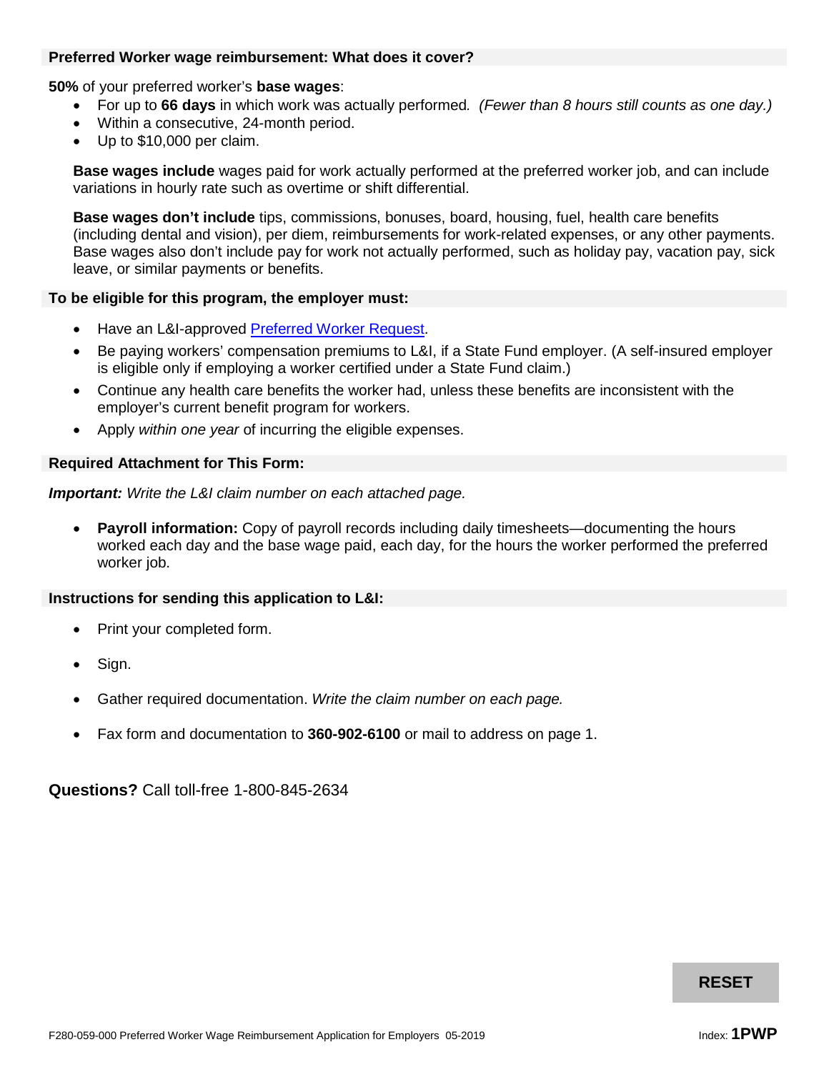## Preferred Worker wage reimbursement: What does it cover?

**50%** of your preferred worker's **base wages**:

- For up to **66 days** in which work was actually performed. *(Fewer than 8 hours still counts as one day.)*
- Within a consecutive, 24-month period.
- Up to $10,000 per claim.

**Base wages include** wages paid for work actually performed at the preferred worker job, and can include variations in hourly rate such as overtime or shift differential.

**Base wages don't include** tips, commissions, bonuses, board, housing, fuel, health care benefits (including dental and vision), per diem, reimbursements for work-related expenses, or any other payments. Base wages also don't include pay for work not actually performed, such as holiday pay, vacation pay, sick leave, or similar payments or benefits.

## To be eligible for this program, the employer must:

- Have an L&I-approved Preferred Worker Request.
- Be paying workers' compensation premiums to L&I, if a State Fund employer. (A self-insured employer is eligible only if employing a worker certified under a State Fund claim.)
- Continue any health care benefits the worker had, unless these benefits are inconsistent with the employer's current benefit program for workers.
- Apply *within one year* of incurring the eligible expenses.

## Required Attachment for This Form:

***Important:*** *Write the L&I claim number on each attached page.*

- **Payroll information:** Copy of payroll records including daily timesheets—documenting the hours worked each day and the base wage paid, each day, for the hours the worker performed the preferred worker job.

## Instructions for sending this application to L&I:

- Print your completed form.
- Sign.
- Gather required documentation. *Write the claim number on each page.*
- Fax form and documentation to **360-902-6100** or mail to address on page 1.

**Questions?** Call toll-free 1-800-845-2634

RESET

F280-059-000 Preferred Worker Wage Reimbursement Application for Employers 05-2019

Index: **1PWP**